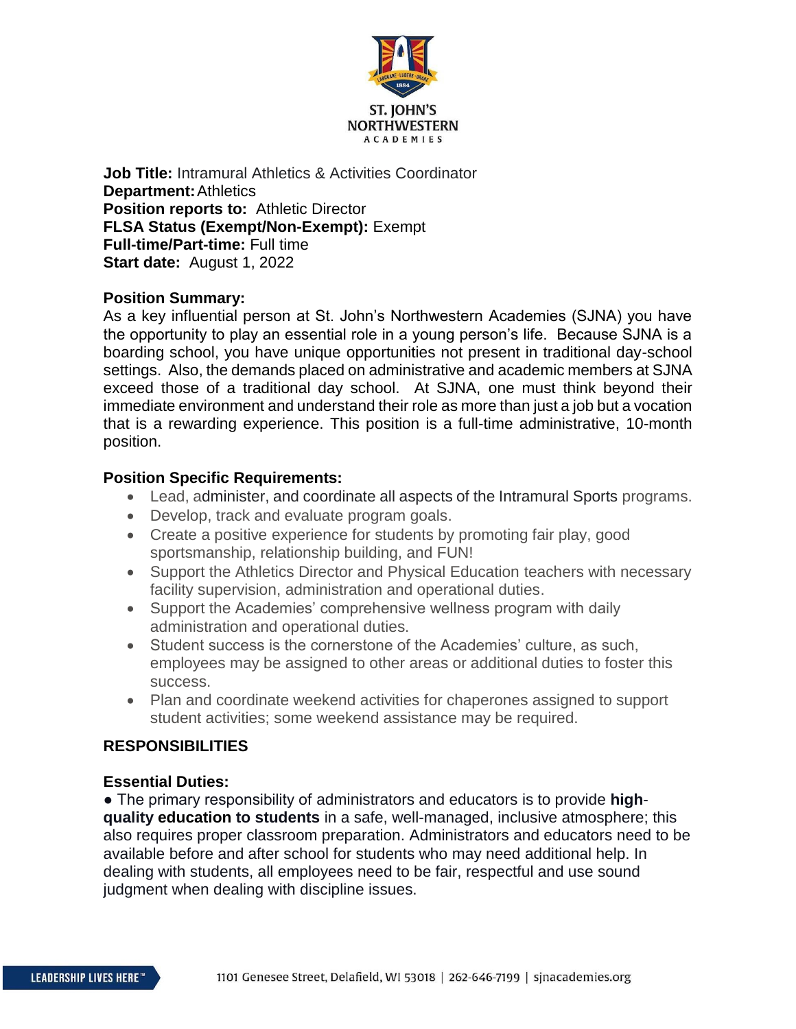ST. JOHN'S NORTHWESTERN ACADEMIES

**Job Title:** Intramural Athletics & Activities Coordinator
**Department:** Athletics
**Position reports to:** Athletic Director
**FLSA Status (Exempt/Non-Exempt):** Exempt
**Full-time/Part-time:** Full time
**Start date:** August 1, 2022

**Position Summary:**
As a key influential person at St. John's Northwestern Academies (SJNA) you have the opportunity to play an essential role in a young person's life. Because SJNA is a boarding school, you have unique opportunities not present in traditional day-school settings. Also, the demands placed on administrative and academic members at SJNA exceed those of a traditional day school. At SJNA, one must think beyond their immediate environment and understand their role as more than just a job but a vocation that is a rewarding experience. This position is a full-time administrative, 10-month position.

**Position Specific Requirements:**

- Lead, administer, and coordinate all aspects of the Intramural Sports programs.
- Develop, track and evaluate program goals.
- Create a positive experience for students by promoting fair play, good sportsmanship, relationship building, and FUN!
- Support the Athletics Director and Physical Education teachers with necessary facility supervision, administration and operational duties.
- Support the Academies' comprehensive wellness program with daily administration and operational duties.
- Student success is the cornerstone of the Academies' culture, as such, employees may be assigned to other areas or additional duties to foster this success.
- Plan and coordinate weekend activities for chaperones assigned to support student activities; some weekend assistance may be required.

## RESPONSIBILITIES

**Essential Duties:**

- The primary responsibility of administrators and educators is to provide **high-quality education to students** in a safe, well-managed, inclusive atmosphere; this also requires proper classroom preparation. Administrators and educators need to be available before and after school for students who may need additional help. In dealing with students, all employees need to be fair, respectful and use sound judgment when dealing with discipline issues.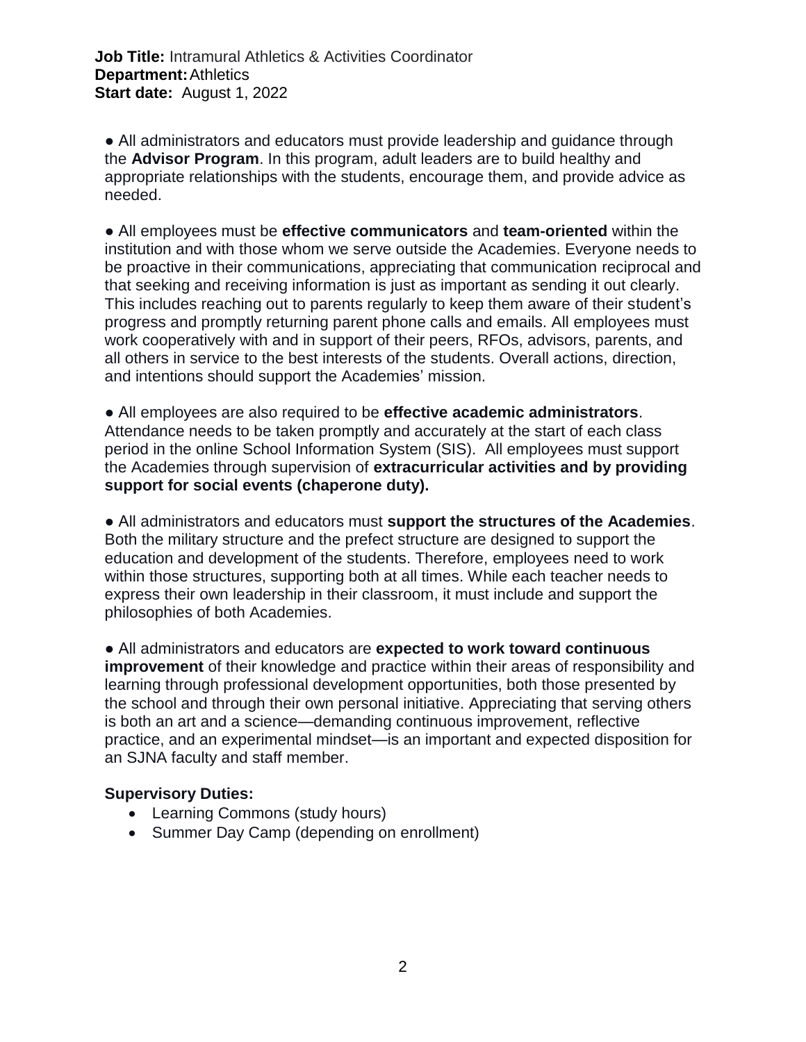**Job Title:** Intramural Athletics & Activities Coordinator
**Department:** Athletics
**Start date:** August 1, 2022

● All administrators and educators must provide leadership and guidance through the **Advisor Program**. In this program, adult leaders are to build healthy and appropriate relationships with the students, encourage them, and provide advice as needed.

● All employees must be **effective communicators** and **team-oriented** within the institution and with those whom we serve outside the Academies. Everyone needs to be proactive in their communications, appreciating that communication reciprocal and that seeking and receiving information is just as important as sending it out clearly. This includes reaching out to parents regularly to keep them aware of their student's progress and promptly returning parent phone calls and emails. All employees must work cooperatively with and in support of their peers, RFOs, advisors, parents, and all others in service to the best interests of the students. Overall actions, direction, and intentions should support the Academies' mission.

● All employees are also required to be **effective academic administrators**. Attendance needs to be taken promptly and accurately at the start of each class period in the online School Information System (SIS). All employees must support the Academies through supervision of **extracurricular activities and by providing support for social events (chaperone duty).**

● All administrators and educators must **support the structures of the Academies**. Both the military structure and the prefect structure are designed to support the education and development of the students. Therefore, employees need to work within those structures, supporting both at all times. While each teacher needs to express their own leadership in their classroom, it must include and support the philosophies of both Academies.

● All administrators and educators are **expected to work toward continuous improvement** of their knowledge and practice within their areas of responsibility and learning through professional development opportunities, both those presented by the school and through their own personal initiative. Appreciating that serving others is both an art and a science—demanding continuous improvement, reflective practice, and an experimental mindset—is an important and expected disposition for an SJNA faculty and staff member.

**Supervisory Duties:**

- Learning Commons (study hours)
- Summer Day Camp (depending on enrollment)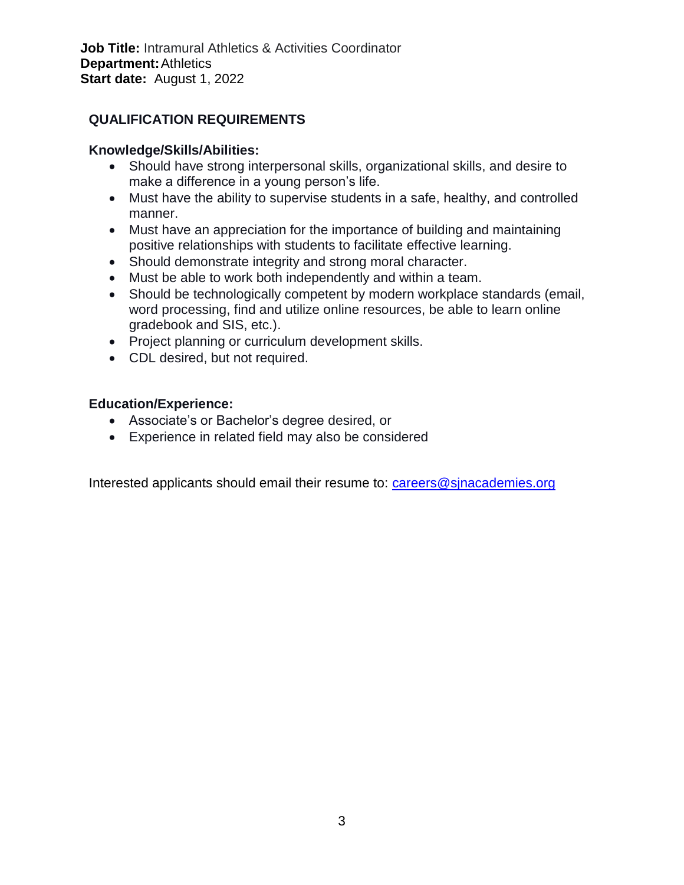**Job Title:** Intramural Athletics & Activities Coordinator
**Department:** Athletics
**Start date:** August 1, 2022

## QUALIFICATION REQUIREMENTS

**Knowledge/Skills/Abilities:**

- Should have strong interpersonal skills, organizational skills, and desire to make a difference in a young person's life.
- Must have the ability to supervise students in a safe, healthy, and controlled manner.
- Must have an appreciation for the importance of building and maintaining positive relationships with students to facilitate effective learning.
- Should demonstrate integrity and strong moral character.
- Must be able to work both independently and within a team.
- Should be technologically competent by modern workplace standards (email, word processing, find and utilize online resources, be able to learn online gradebook and SIS, etc.).
- Project planning or curriculum development skills.
- CDL desired, but not required.

**Education/Experience:**

- Associate's or Bachelor's degree desired, or
- Experience in related field may also be considered

Interested applicants should email their resume to: careers@sjnacademies.org